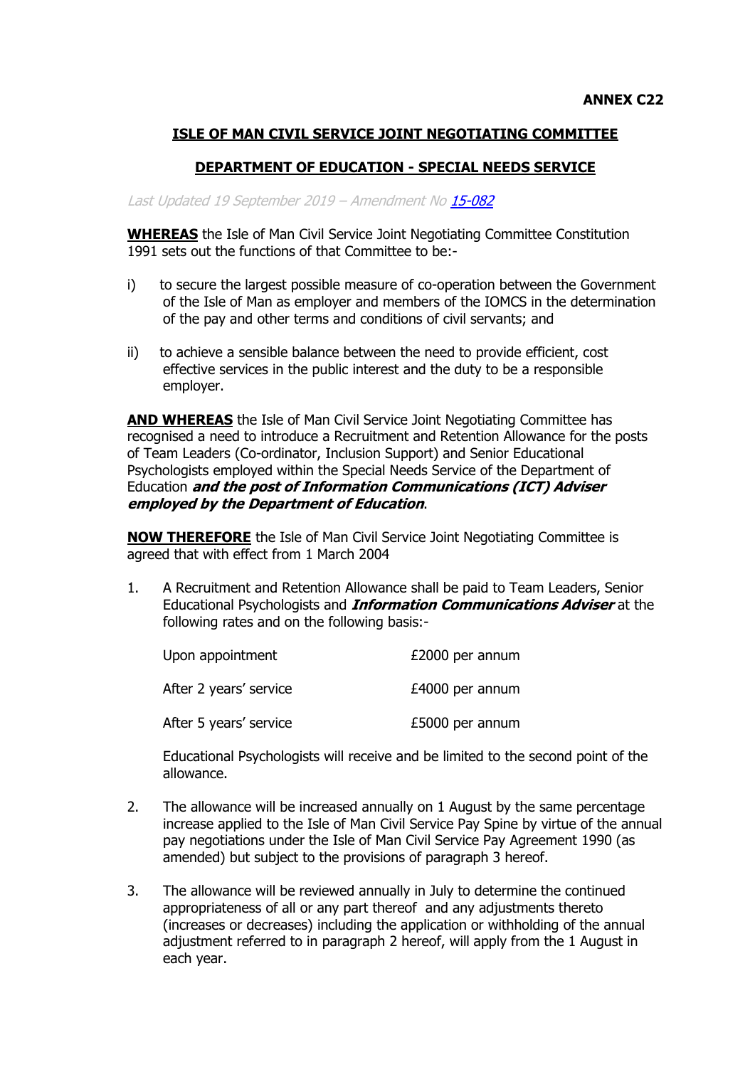**ANNEX C22**

## ISLE OF MAN CIVIL SERVICE JOINT NEGOTIATING COMMITTEE

## DEPARTMENT OF EDUCATION - SPECIAL NEEDS SERVICE

*Last Updated 19 September 2019 – Amendment No [15-082]*

**WHEREAS** the Isle of Man Civil Service Joint Negotiating Committee Constitution 1991 sets out the functions of that Committee to be:-

i) to secure the largest possible measure of co-operation between the Government of the Isle of Man as employer and members of the IOMCS in the determination of the pay and other terms and conditions of civil servants; and

ii) to achieve a sensible balance between the need to provide efficient, cost effective services in the public interest and the duty to be a responsible employer.

**AND WHEREAS** the Isle of Man Civil Service Joint Negotiating Committee has recognised a need to introduce a Recruitment and Retention Allowance for the posts of Team Leaders (Co-ordinator, Inclusion Support) and Senior Educational Psychologists employed within the Special Needs Service of the Department of Education ***and the post of Information Communications (ICT) Adviser employed by the Department of Education***.

**NOW THEREFORE** the Isle of Man Civil Service Joint Negotiating Committee is agreed that with effect from 1 March 2004

1. A Recruitment and Retention Allowance shall be paid to Team Leaders, Senior Educational Psychologists and ***Information Communications Adviser*** at the following rates and on the following basis:-

| | |
|---|---|
| Upon appointment | £2000 per annum |
| After 2 years' service | £4000 per annum |
| After 5 years' service | £5000 per annum |

   Educational Psychologists will receive and be limited to the second point of the allowance.

2. The allowance will be increased annually on 1 August by the same percentage increase applied to the Isle of Man Civil Service Pay Spine by virtue of the annual pay negotiations under the Isle of Man Civil Service Pay Agreement 1990 (as amended) but subject to the provisions of paragraph 3 hereof.

3. The allowance will be reviewed annually in July to determine the continued appropriateness of all or any part thereof and any adjustments thereto (increases or decreases) including the application or withholding of the annual adjustment referred to in paragraph 2 hereof, will apply from the 1 August in each year.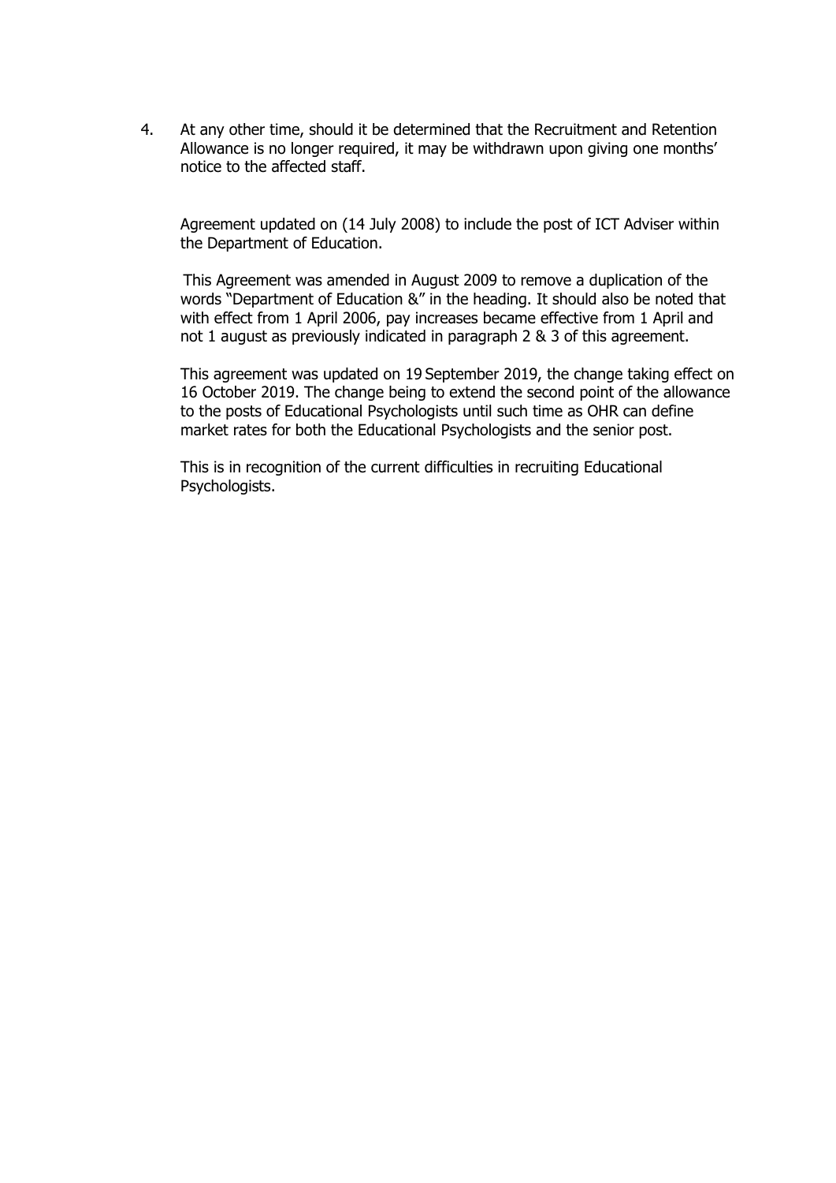4. At any other time, should it be determined that the Recruitment and Retention Allowance is no longer required, it may be withdrawn upon giving one months' notice to the affected staff.

Agreement updated on (14 July 2008) to include the post of ICT Adviser within the Department of Education.

This Agreement was amended in August 2009 to remove a duplication of the words "Department of Education &" in the heading. It should also be noted that with effect from 1 April 2006, pay increases became effective from 1 April and not 1 august as previously indicated in paragraph 2 & 3 of this agreement.

This agreement was updated on 19 September 2019, the change taking effect on 16 October 2019. The change being to extend the second point of the allowance to the posts of Educational Psychologists until such time as OHR can define market rates for both the Educational Psychologists and the senior post.

This is in recognition of the current difficulties in recruiting Educational Psychologists.